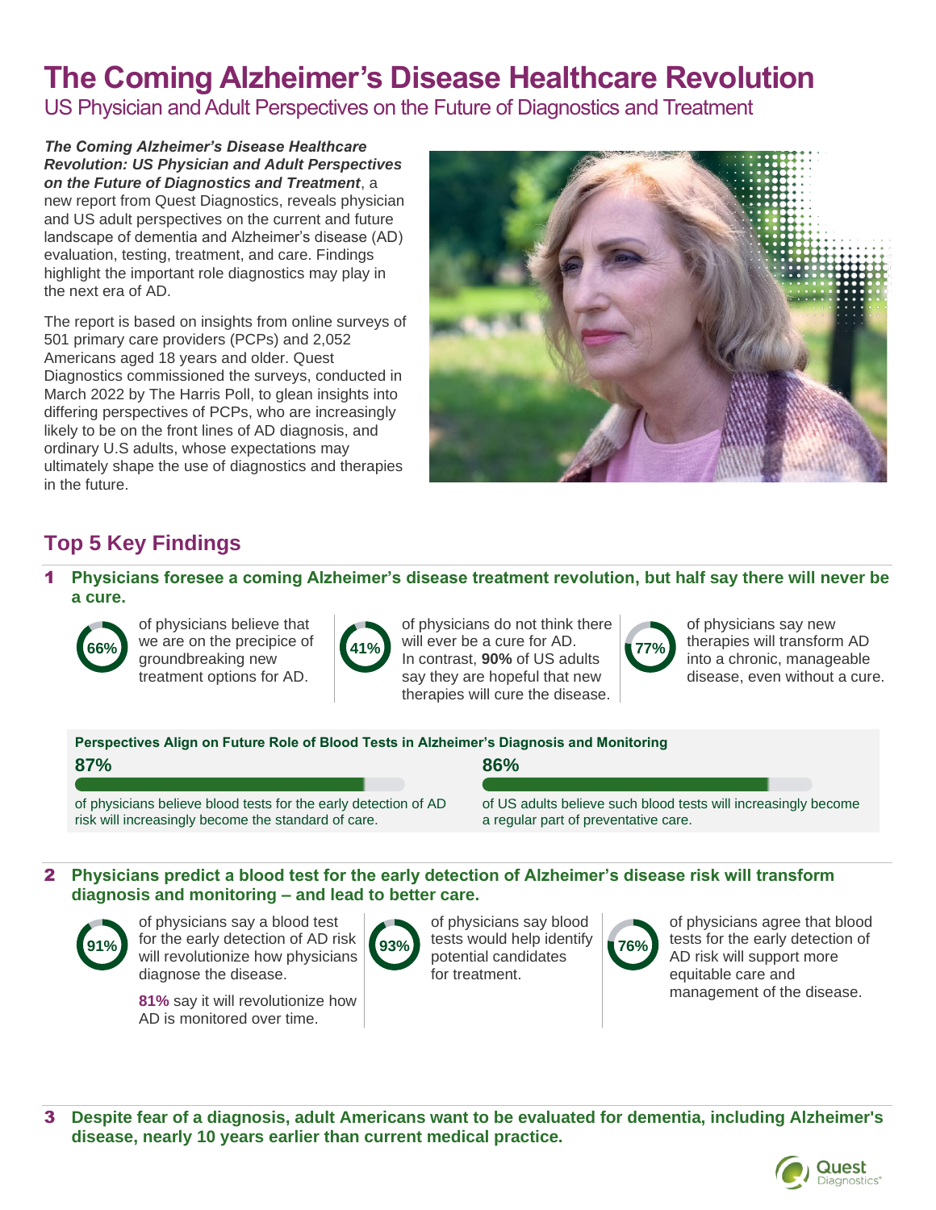# The Coming Alzheimer's Disease Healthcare Revolution

US Physician and Adult Perspectives on the Future of Diagnostics and Treatment

***The Coming Alzheimer's Disease Healthcare Revolution: US Physician and Adult Perspectives on the Future of Diagnostics and Treatment***, a new report from Quest Diagnostics, reveals physician and US adult perspectives on the current and future landscape of dementia and Alzheimer's disease (AD) evaluation, testing, treatment, and care. Findings highlight the important role diagnostics may play in the next era of AD.

The report is based on insights from online surveys of 501 primary care providers (PCPs) and 2,052 Americans aged 18 years and older. Quest Diagnostics commissioned the surveys, conducted in March 2022 by The Harris Poll, to glean insights into differing perspectives of PCPs, who are increasingly likely to be on the front lines of AD diagnosis, and ordinary U.S adults, whose expectations may ultimately shape the use of diagnostics and therapies in the future.

## Top 5 Key Findings

### 1 Physicians foresee a coming Alzheimer's disease treatment revolution, but half say there will never be a cure.

**66%** of physicians believe that we are on the precipice of groundbreaking new treatment options for AD.

**41%** of physicians do not think there will ever be a cure for AD. In contrast, **90%** of US adults say they are hopeful that new therapies will cure the disease.

**77%** of physicians say new therapies will transform AD into a chronic, manageable disease, even without a cure.

**Perspectives Align on Future Role of Blood Tests in Alzheimer's Diagnosis and Monitoring**

**87%** of physicians believe blood tests for the early detection of AD risk will increasingly become the standard of care.

**86%** of US adults believe such blood tests will increasingly become a regular part of preventative care.

### 2 Physicians predict a blood test for the early detection of Alzheimer's disease risk will transform diagnosis and monitoring – and lead to better care.

**91%** of physicians say a blood test for the early detection of AD risk will revolutionize how physicians diagnose the disease.

**81%** say it will revolutionize how AD is monitored over time.

**93%** of physicians say blood tests would help identify potential candidates for treatment.

**76%** of physicians agree that blood tests for the early detection of AD risk will support more equitable care and management of the disease.

### 3 Despite fear of a diagnosis, adult Americans want to be evaluated for dementia, including Alzheimer's disease, nearly 10 years earlier than current medical practice.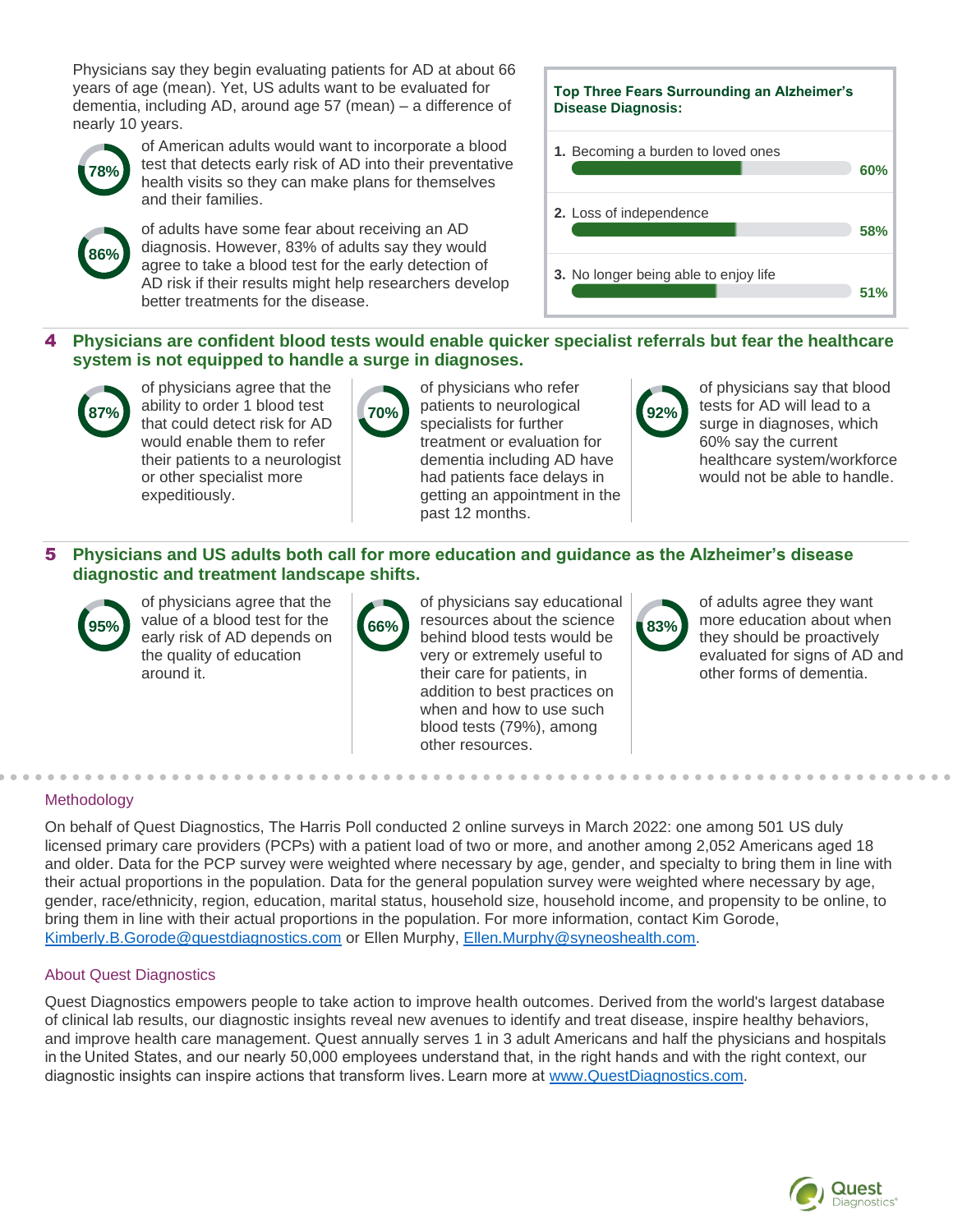Physicians say they begin evaluating patients for AD at about 66 years of age (mean). Yet, US adults want to be evaluated for dementia, including AD, around age 57 (mean) – a difference of nearly 10 years.

**78%** of American adults would want to incorporate a blood test that detects early risk of AD into their preventative health visits so they can make plans for themselves and their families.

**86%** of adults have some fear about receiving an AD diagnosis. However, 83% of adults say they would agree to take a blood test for the early detection of AD risk if their results might help researchers develop better treatments for the disease.

**Top Three Fears Surrounding an Alzheimer's Disease Diagnosis:**

1. Becoming a burden to loved ones 60%
2. Loss of independence 58%
3. No longer being able to enjoy life 51%

## 4 Physicians are confident blood tests would enable quicker specialist referrals but fear the healthcare system is not equipped to handle a surge in diagnoses.

**87%** of physicians agree that the ability to order 1 blood test that could detect risk for AD would enable them to refer their patients to a neurologist or other specialist more expeditiously.

**70%** of physicians who refer patients to neurological specialists for further treatment or evaluation for dementia including AD have had patients face delays in getting an appointment in the past 12 months.

**92%** of physicians say that blood tests for AD will lead to a surge in diagnoses, which 60% say the current healthcare system/workforce would not be able to handle.

## 5 Physicians and US adults both call for more education and guidance as the Alzheimer's disease diagnostic and treatment landscape shifts.

**95%** of physicians agree that the value of a blood test for the early risk of AD depends on the quality of education around it.

**66%** of physicians say educational resources about the science behind blood tests would be very or extremely useful to their care for patients, in addition to best practices on when and how to use such blood tests (79%), among other resources.

**83%** of adults agree they want more education about when they should be proactively evaluated for signs of AD and other forms of dementia.

### Methodology

On behalf of Quest Diagnostics, The Harris Poll conducted 2 online surveys in March 2022: one among 501 US duly licensed primary care providers (PCPs) with a patient load of two or more, and another among 2,052 Americans aged 18 and older. Data for the PCP survey were weighted where necessary by age, gender, and specialty to bring them in line with their actual proportions in the population. Data for the general population survey were weighted where necessary by age, gender, race/ethnicity, region, education, marital status, household size, household income, and propensity to be online, to bring them in line with their actual proportions in the population. For more information, contact Kim Gorode, Kimberly.B.Gorode@questdiagnostics.com or Ellen Murphy, Ellen.Murphy@syneoshealth.com.

### About Quest Diagnostics

Quest Diagnostics empowers people to take action to improve health outcomes. Derived from the world's largest database of clinical lab results, our diagnostic insights reveal new avenues to identify and treat disease, inspire healthy behaviors, and improve health care management. Quest annually serves 1 in 3 adult Americans and half the physicians and hospitals in the United States, and our nearly 50,000 employees understand that, in the right hands and with the right context, our diagnostic insights can inspire actions that transform lives. Learn more at www.QuestDiagnostics.com.

Quest Diagnostics®